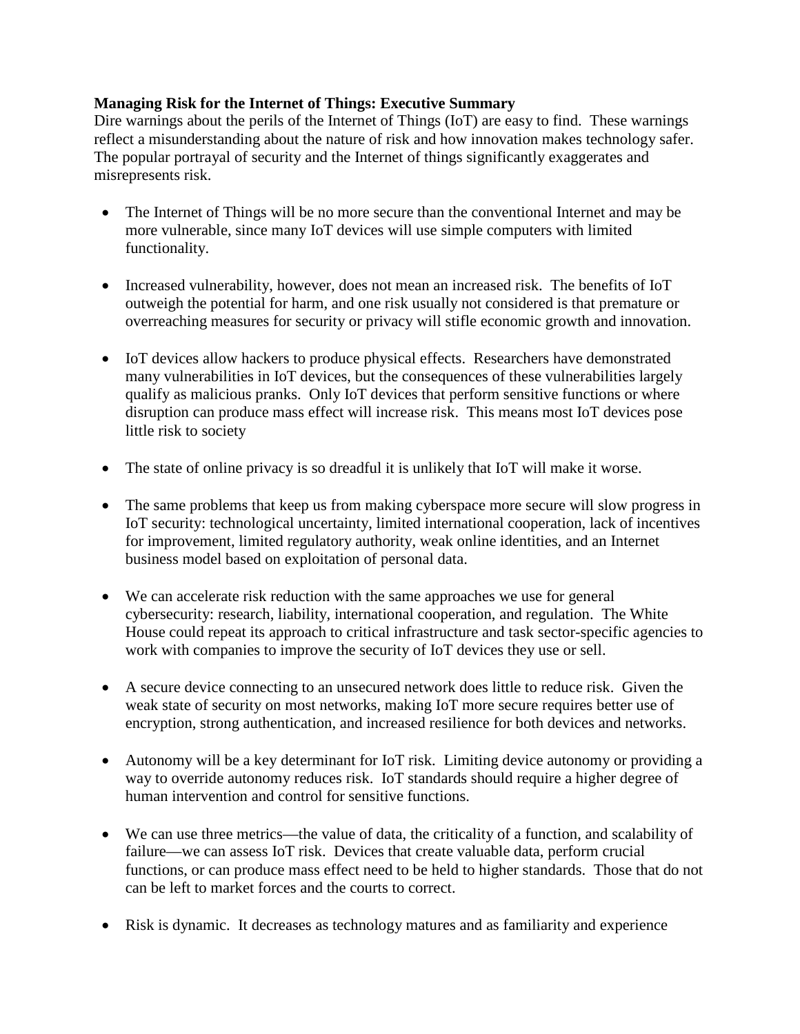**Managing Risk for the Internet of Things: Executive Summary**

Dire warnings about the perils of the Internet of Things (IoT) are easy to find. These warnings reflect a misunderstanding about the nature of risk and how innovation makes technology safer. The popular portrayal of security and the Internet of things significantly exaggerates and misrepresents risk.

- The Internet of Things will be no more secure than the conventional Internet and may be more vulnerable, since many IoT devices will use simple computers with limited functionality.

- Increased vulnerability, however, does not mean an increased risk. The benefits of IoT outweigh the potential for harm, and one risk usually not considered is that premature or overreaching measures for security or privacy will stifle economic growth and innovation.

- IoT devices allow hackers to produce physical effects. Researchers have demonstrated many vulnerabilities in IoT devices, but the consequences of these vulnerabilities largely qualify as malicious pranks. Only IoT devices that perform sensitive functions or where disruption can produce mass effect will increase risk. This means most IoT devices pose little risk to society

- The state of online privacy is so dreadful it is unlikely that IoT will make it worse.

- The same problems that keep us from making cyberspace more secure will slow progress in IoT security: technological uncertainty, limited international cooperation, lack of incentives for improvement, limited regulatory authority, weak online identities, and an Internet business model based on exploitation of personal data.

- We can accelerate risk reduction with the same approaches we use for general cybersecurity: research, liability, international cooperation, and regulation. The White House could repeat its approach to critical infrastructure and task sector-specific agencies to work with companies to improve the security of IoT devices they use or sell.

- A secure device connecting to an unsecured network does little to reduce risk. Given the weak state of security on most networks, making IoT more secure requires better use of encryption, strong authentication, and increased resilience for both devices and networks.

- Autonomy will be a key determinant for IoT risk. Limiting device autonomy or providing a way to override autonomy reduces risk. IoT standards should require a higher degree of human intervention and control for sensitive functions.

- We can use three metrics—the value of data, the criticality of a function, and scalability of failure—we can assess IoT risk. Devices that create valuable data, perform crucial functions, or can produce mass effect need to be held to higher standards. Those that do not can be left to market forces and the courts to correct.

- Risk is dynamic. It decreases as technology matures and as familiarity and experience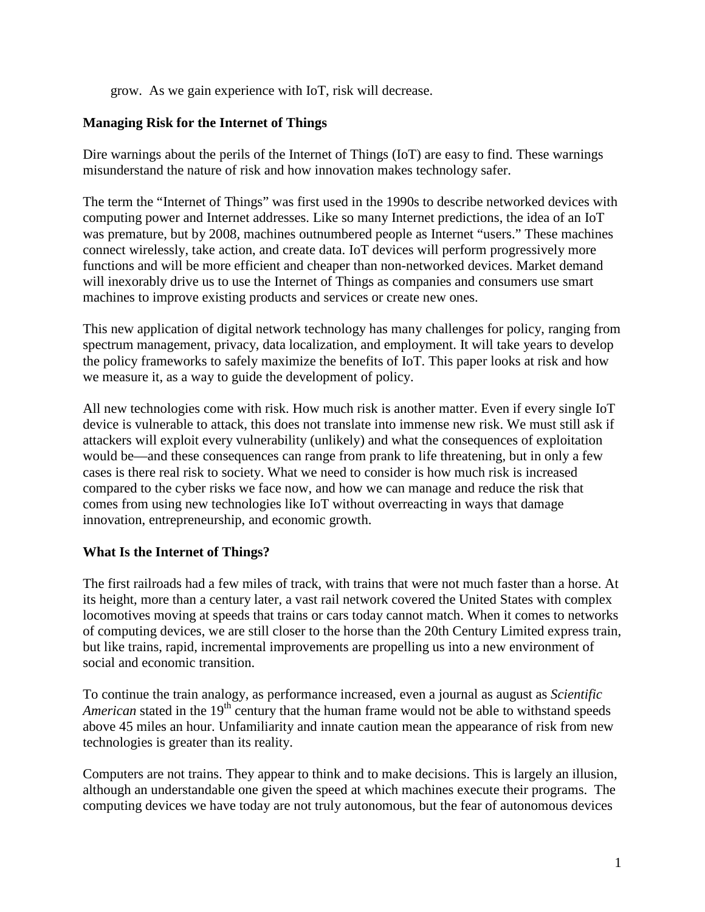grow. As we gain experience with IoT, risk will decrease.

**Managing Risk for the Internet of Things**

Dire warnings about the perils of the Internet of Things (IoT) are easy to find. These warnings misunderstand the nature of risk and how innovation makes technology safer.

The term the "Internet of Things" was first used in the 1990s to describe networked devices with computing power and Internet addresses. Like so many Internet predictions, the idea of an IoT was premature, but by 2008, machines outnumbered people as Internet "users." These machines connect wirelessly, take action, and create data. IoT devices will perform progressively more functions and will be more efficient and cheaper than non-networked devices. Market demand will inexorably drive us to use the Internet of Things as companies and consumers use smart machines to improve existing products and services or create new ones.

This new application of digital network technology has many challenges for policy, ranging from spectrum management, privacy, data localization, and employment. It will take years to develop the policy frameworks to safely maximize the benefits of IoT. This paper looks at risk and how we measure it, as a way to guide the development of policy.

All new technologies come with risk. How much risk is another matter. Even if every single IoT device is vulnerable to attack, this does not translate into immense new risk. We must still ask if attackers will exploit every vulnerability (unlikely) and what the consequences of exploitation would be—and these consequences can range from prank to life threatening, but in only a few cases is there real risk to society. What we need to consider is how much risk is increased compared to the cyber risks we face now, and how we can manage and reduce the risk that comes from using new technologies like IoT without overreacting in ways that damage innovation, entrepreneurship, and economic growth.

**What Is the Internet of Things?**

The first railroads had a few miles of track, with trains that were not much faster than a horse. At its height, more than a century later, a vast rail network covered the United States with complex locomotives moving at speeds that trains or cars today cannot match. When it comes to networks of computing devices, we are still closer to the horse than the 20th Century Limited express train, but like trains, rapid, incremental improvements are propelling us into a new environment of social and economic transition.

To continue the train analogy, as performance increased, even a journal as august as *Scientific American* stated in the 19th century that the human frame would not be able to withstand speeds above 45 miles an hour. Unfamiliarity and innate caution mean the appearance of risk from new technologies is greater than its reality.

Computers are not trains. They appear to think and to make decisions. This is largely an illusion, although an understandable one given the speed at which machines execute their programs. The computing devices we have today are not truly autonomous, but the fear of autonomous devices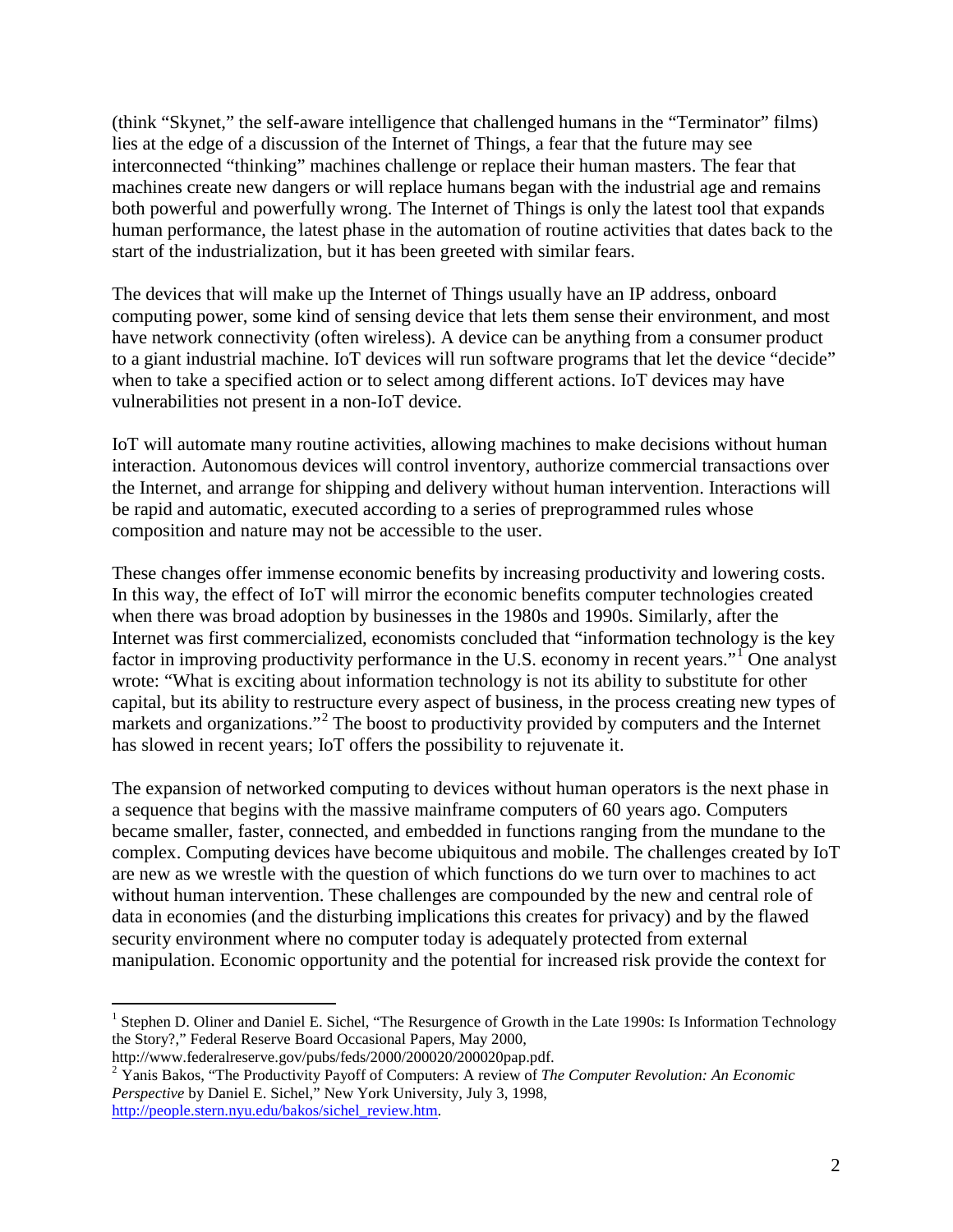(think "Skynet," the self-aware intelligence that challenged humans in the "Terminator" films) lies at the edge of a discussion of the Internet of Things, a fear that the future may see interconnected "thinking" machines challenge or replace their human masters. The fear that machines create new dangers or will replace humans began with the industrial age and remains both powerful and powerfully wrong. The Internet of Things is only the latest tool that expands human performance, the latest phase in the automation of routine activities that dates back to the start of the industrialization, but it has been greeted with similar fears.

The devices that will make up the Internet of Things usually have an IP address, onboard computing power, some kind of sensing device that lets them sense their environment, and most have network connectivity (often wireless). A device can be anything from a consumer product to a giant industrial machine. IoT devices will run software programs that let the device "decide" when to take a specified action or to select among different actions. IoT devices may have vulnerabilities not present in a non-IoT device.

IoT will automate many routine activities, allowing machines to make decisions without human interaction. Autonomous devices will control inventory, authorize commercial transactions over the Internet, and arrange for shipping and delivery without human intervention. Interactions will be rapid and automatic, executed according to a series of preprogrammed rules whose composition and nature may not be accessible to the user.

These changes offer immense economic benefits by increasing productivity and lowering costs. In this way, the effect of IoT will mirror the economic benefits computer technologies created when there was broad adoption by businesses in the 1980s and 1990s. Similarly, after the Internet was first commercialized, economists concluded that "information technology is the key factor in improving productivity performance in the U.S. economy in recent years."[1] One analyst wrote: "What is exciting about information technology is not its ability to substitute for other capital, but its ability to restructure every aspect of business, in the process creating new types of markets and organizations."[2] The boost to productivity provided by computers and the Internet has slowed in recent years; IoT offers the possibility to rejuvenate it.

The expansion of networked computing to devices without human operators is the next phase in a sequence that begins with the massive mainframe computers of 60 years ago. Computers became smaller, faster, connected, and embedded in functions ranging from the mundane to the complex. Computing devices have become ubiquitous and mobile. The challenges created by IoT are new as we wrestle with the question of which functions do we turn over to machines to act without human intervention. These challenges are compounded by the new and central role of data in economies (and the disturbing implications this creates for privacy) and by the flawed security environment where no computer today is adequately protected from external manipulation. Economic opportunity and the potential for increased risk provide the context for

---

[1] Stephen D. Oliner and Daniel E. Sichel, "The Resurgence of Growth in the Late 1990s: Is Information Technology the Story?," Federal Reserve Board Occasional Papers, May 2000, http://www.federalreserve.gov/pubs/feds/2000/200020/200020pap.pdf.

[2] Yanis Bakos, "The Productivity Payoff of Computers: A review of *The Computer Revolution: An Economic Perspective* by Daniel E. Sichel," New York University, July 3, 1998, http://people.stern.nyu.edu/bakos/sichel_review.htm.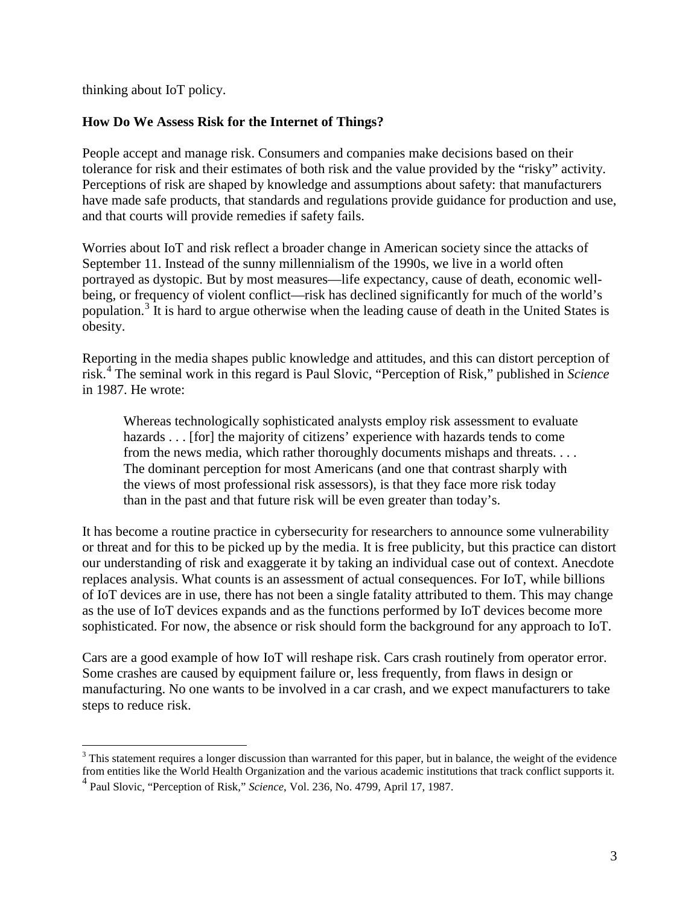thinking about IoT policy.

**How Do We Assess Risk for the Internet of Things?**

People accept and manage risk. Consumers and companies make decisions based on their tolerance for risk and their estimates of both risk and the value provided by the "risky" activity. Perceptions of risk are shaped by knowledge and assumptions about safety: that manufacturers have made safe products, that standards and regulations provide guidance for production and use, and that courts will provide remedies if safety fails.

Worries about IoT and risk reflect a broader change in American society since the attacks of September 11. Instead of the sunny millennialism of the 1990s, we live in a world often portrayed as dystopic. But by most measures—life expectancy, cause of death, economic well-being, or frequency of violent conflict—risk has declined significantly for much of the world's population.[3] It is hard to argue otherwise when the leading cause of death in the United States is obesity.

Reporting in the media shapes public knowledge and attitudes, and this can distort perception of risk.[4] The seminal work in this regard is Paul Slovic, "Perception of Risk," published in *Science* in 1987. He wrote:

> Whereas technologically sophisticated analysts employ risk assessment to evaluate hazards . . . [for] the majority of citizens' experience with hazards tends to come from the news media, which rather thoroughly documents mishaps and threats. . . . The dominant perception for most Americans (and one that contrast sharply with the views of most professional risk assessors), is that they face more risk today than in the past and that future risk will be even greater than today's.

It has become a routine practice in cybersecurity for researchers to announce some vulnerability or threat and for this to be picked up by the media. It is free publicity, but this practice can distort our understanding of risk and exaggerate it by taking an individual case out of context. Anecdote replaces analysis. What counts is an assessment of actual consequences. For IoT, while billions of IoT devices are in use, there has not been a single fatality attributed to them. This may change as the use of IoT devices expands and as the functions performed by IoT devices become more sophisticated. For now, the absence or risk should form the background for any approach to IoT.

Cars are a good example of how IoT will reshape risk. Cars crash routinely from operator error. Some crashes are caused by equipment failure or, less frequently, from flaws in design or manufacturing. No one wants to be involved in a car crash, and we expect manufacturers to take steps to reduce risk.

---

[3] This statement requires a longer discussion than warranted for this paper, but in balance, the weight of the evidence from entities like the World Health Organization and the various academic institutions that track conflict supports it.

[4] Paul Slovic, "Perception of Risk," *Science*, Vol. 236, No. 4799, April 17, 1987.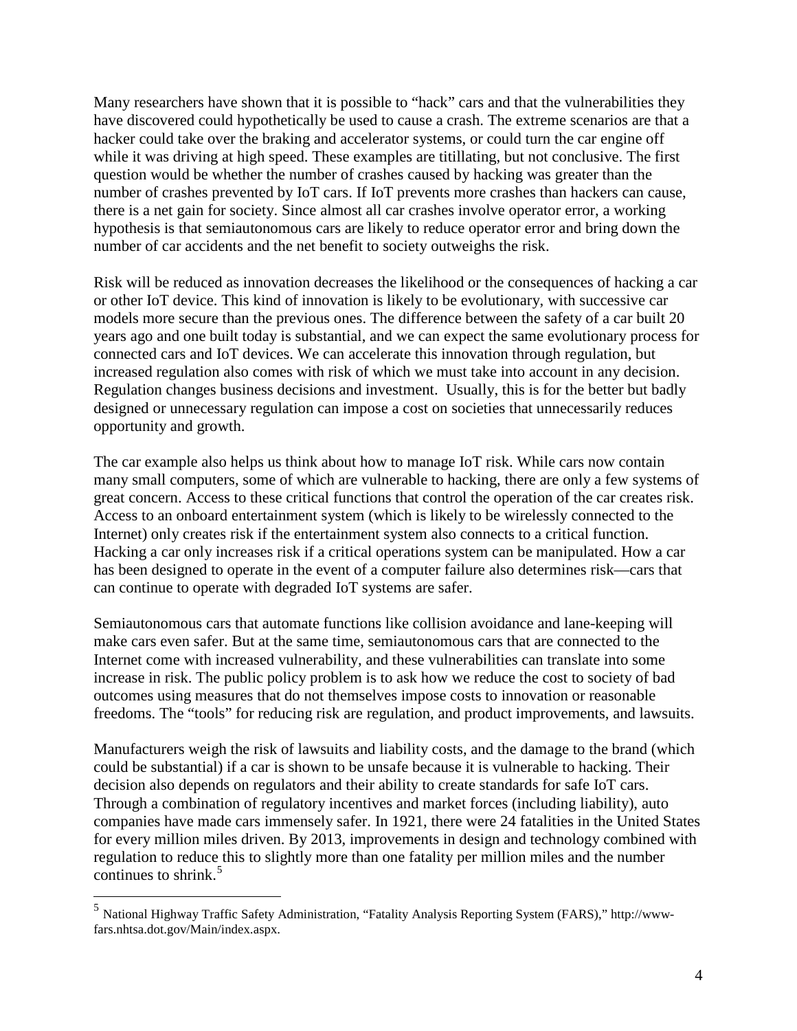Many researchers have shown that it is possible to "hack" cars and that the vulnerabilities they have discovered could hypothetically be used to cause a crash. The extreme scenarios are that a hacker could take over the braking and accelerator systems, or could turn the car engine off while it was driving at high speed. These examples are titillating, but not conclusive. The first question would be whether the number of crashes caused by hacking was greater than the number of crashes prevented by IoT cars. If IoT prevents more crashes than hackers can cause, there is a net gain for society. Since almost all car crashes involve operator error, a working hypothesis is that semiautonomous cars are likely to reduce operator error and bring down the number of car accidents and the net benefit to society outweighs the risk.

Risk will be reduced as innovation decreases the likelihood or the consequences of hacking a car or other IoT device. This kind of innovation is likely to be evolutionary, with successive car models more secure than the previous ones. The difference between the safety of a car built 20 years ago and one built today is substantial, and we can expect the same evolutionary process for connected cars and IoT devices. We can accelerate this innovation through regulation, but increased regulation also comes with risk of which we must take into account in any decision. Regulation changes business decisions and investment. Usually, this is for the better but badly designed or unnecessary regulation can impose a cost on societies that unnecessarily reduces opportunity and growth.

The car example also helps us think about how to manage IoT risk. While cars now contain many small computers, some of which are vulnerable to hacking, there are only a few systems of great concern. Access to these critical functions that control the operation of the car creates risk. Access to an onboard entertainment system (which is likely to be wirelessly connected to the Internet) only creates risk if the entertainment system also connects to a critical function. Hacking a car only increases risk if a critical operations system can be manipulated. How a car has been designed to operate in the event of a computer failure also determines risk—cars that can continue to operate with degraded IoT systems are safer.

Semiautonomous cars that automate functions like collision avoidance and lane-keeping will make cars even safer. But at the same time, semiautonomous cars that are connected to the Internet come with increased vulnerability, and these vulnerabilities can translate into some increase in risk. The public policy problem is to ask how we reduce the cost to society of bad outcomes using measures that do not themselves impose costs to innovation or reasonable freedoms. The "tools" for reducing risk are regulation, and product improvements, and lawsuits.

Manufacturers weigh the risk of lawsuits and liability costs, and the damage to the brand (which could be substantial) if a car is shown to be unsafe because it is vulnerable to hacking. Their decision also depends on regulators and their ability to create standards for safe IoT cars. Through a combination of regulatory incentives and market forces (including liability), auto companies have made cars immensely safer. In 1921, there were 24 fatalities in the United States for every million miles driven. By 2013, improvements in design and technology combined with regulation to reduce this to slightly more than one fatality per million miles and the number continues to shrink.[5]

---

[5] National Highway Traffic Safety Administration, "Fatality Analysis Reporting System (FARS)," http://www-fars.nhtsa.dot.gov/Main/index.aspx.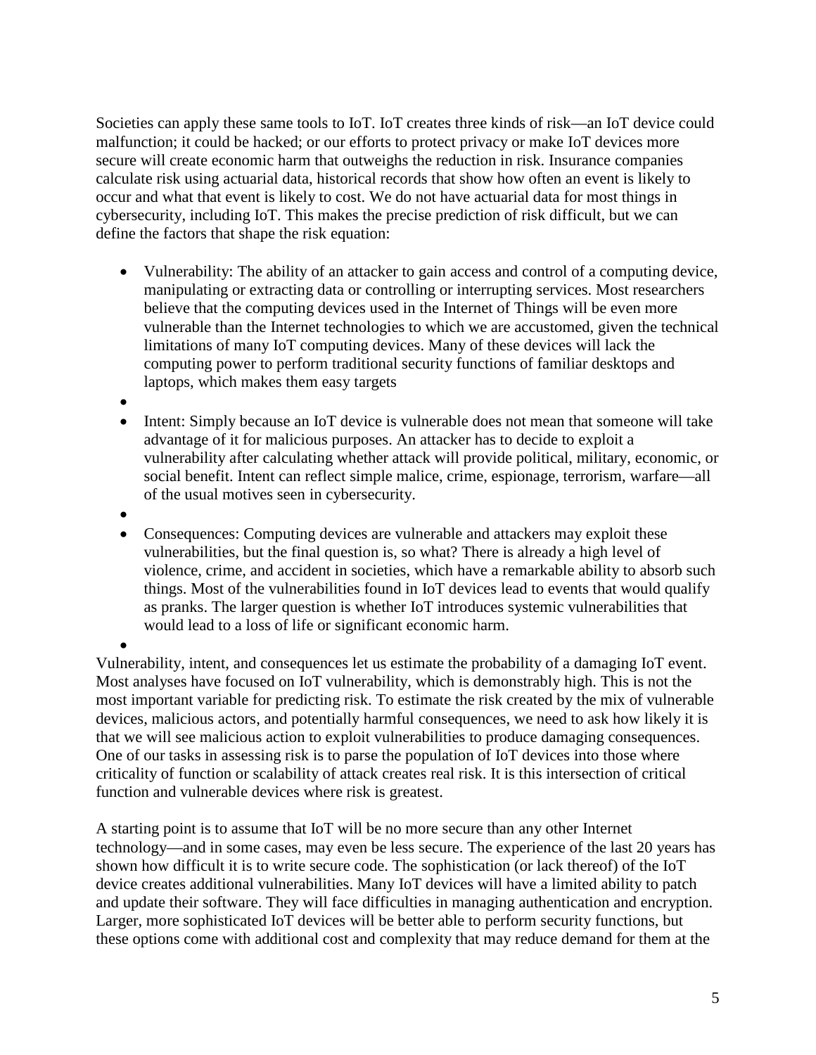Societies can apply these same tools to IoT. IoT creates three kinds of risk—an IoT device could malfunction; it could be hacked; or our efforts to protect privacy or make IoT devices more secure will create economic harm that outweighs the reduction in risk. Insurance companies calculate risk using actuarial data, historical records that show how often an event is likely to occur and what that event is likely to cost. We do not have actuarial data for most things in cybersecurity, including IoT. This makes the precise prediction of risk difficult, but we can define the factors that shape the risk equation:

- Vulnerability: The ability of an attacker to gain access and control of a computing device, manipulating or extracting data or controlling or interrupting services. Most researchers believe that the computing devices used in the Internet of Things will be even more vulnerable than the Internet technologies to which we are accustomed, given the technical limitations of many IoT computing devices. Many of these devices will lack the computing power to perform traditional security functions of familiar desktops and laptops, which makes them easy targets
- Intent: Simply because an IoT device is vulnerable does not mean that someone will take advantage of it for malicious purposes. An attacker has to decide to exploit a vulnerability after calculating whether attack will provide political, military, economic, or social benefit. Intent can reflect simple malice, crime, espionage, terrorism, warfare—all of the usual motives seen in cybersecurity.
- Consequences: Computing devices are vulnerable and attackers may exploit these vulnerabilities, but the final question is, so what? There is already a high level of violence, crime, and accident in societies, which have a remarkable ability to absorb such things. Most of the vulnerabilities found in IoT devices lead to events that would qualify as pranks. The larger question is whether IoT introduces systemic vulnerabilities that would lead to a loss of life or significant economic harm.

Vulnerability, intent, and consequences let us estimate the probability of a damaging IoT event. Most analyses have focused on IoT vulnerability, which is demonstrably high. This is not the most important variable for predicting risk. To estimate the risk created by the mix of vulnerable devices, malicious actors, and potentially harmful consequences, we need to ask how likely it is that we will see malicious action to exploit vulnerabilities to produce damaging consequences. One of our tasks in assessing risk is to parse the population of IoT devices into those where criticality of function or scalability of attack creates real risk. It is this intersection of critical function and vulnerable devices where risk is greatest.

A starting point is to assume that IoT will be no more secure than any other Internet technology—and in some cases, may even be less secure. The experience of the last 20 years has shown how difficult it is to write secure code. The sophistication (or lack thereof) of the IoT device creates additional vulnerabilities. Many IoT devices will have a limited ability to patch and update their software. They will face difficulties in managing authentication and encryption. Larger, more sophisticated IoT devices will be better able to perform security functions, but these options come with additional cost and complexity that may reduce demand for them at the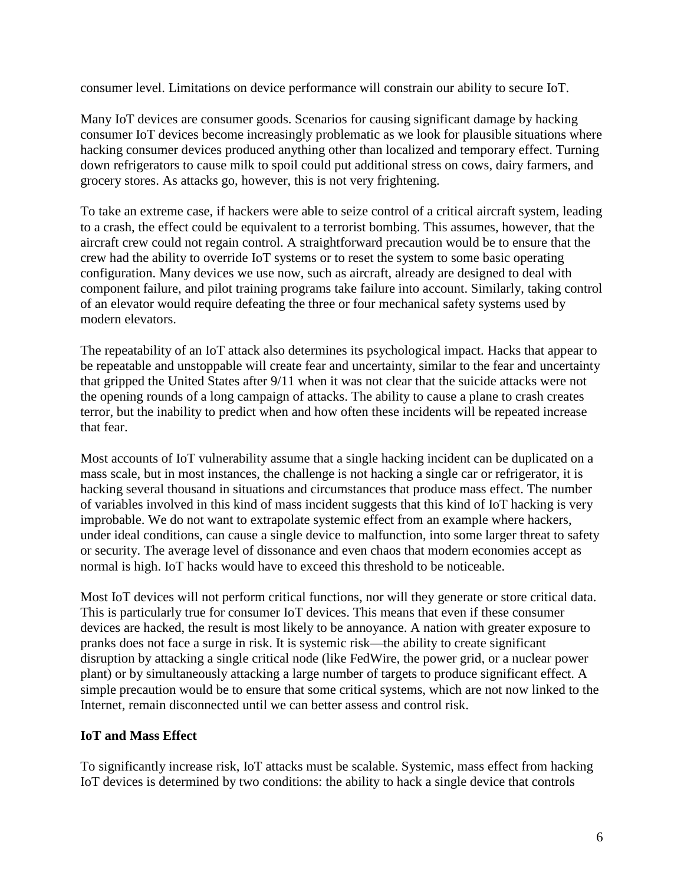consumer level. Limitations on device performance will constrain our ability to secure IoT.

Many IoT devices are consumer goods. Scenarios for causing significant damage by hacking consumer IoT devices become increasingly problematic as we look for plausible situations where hacking consumer devices produced anything other than localized and temporary effect. Turning down refrigerators to cause milk to spoil could put additional stress on cows, dairy farmers, and grocery stores. As attacks go, however, this is not very frightening.

To take an extreme case, if hackers were able to seize control of a critical aircraft system, leading to a crash, the effect could be equivalent to a terrorist bombing. This assumes, however, that the aircraft crew could not regain control. A straightforward precaution would be to ensure that the crew had the ability to override IoT systems or to reset the system to some basic operating configuration. Many devices we use now, such as aircraft, already are designed to deal with component failure, and pilot training programs take failure into account. Similarly, taking control of an elevator would require defeating the three or four mechanical safety systems used by modern elevators.

The repeatability of an IoT attack also determines its psychological impact. Hacks that appear to be repeatable and unstoppable will create fear and uncertainty, similar to the fear and uncertainty that gripped the United States after 9/11 when it was not clear that the suicide attacks were not the opening rounds of a long campaign of attacks. The ability to cause a plane to crash creates terror, but the inability to predict when and how often these incidents will be repeated increase that fear.

Most accounts of IoT vulnerability assume that a single hacking incident can be duplicated on a mass scale, but in most instances, the challenge is not hacking a single car or refrigerator, it is hacking several thousand in situations and circumstances that produce mass effect. The number of variables involved in this kind of mass incident suggests that this kind of IoT hacking is very improbable. We do not want to extrapolate systemic effect from an example where hackers, under ideal conditions, can cause a single device to malfunction, into some larger threat to safety or security. The average level of dissonance and even chaos that modern economies accept as normal is high. IoT hacks would have to exceed this threshold to be noticeable.

Most IoT devices will not perform critical functions, nor will they generate or store critical data. This is particularly true for consumer IoT devices. This means that even if these consumer devices are hacked, the result is most likely to be annoyance. A nation with greater exposure to pranks does not face a surge in risk. It is systemic risk—the ability to create significant disruption by attacking a single critical node (like FedWire, the power grid, or a nuclear power plant) or by simultaneously attacking a large number of targets to produce significant effect. A simple precaution would be to ensure that some critical systems, which are not now linked to the Internet, remain disconnected until we can better assess and control risk.

**IoT and Mass Effect**

To significantly increase risk, IoT attacks must be scalable. Systemic, mass effect from hacking IoT devices is determined by two conditions: the ability to hack a single device that controls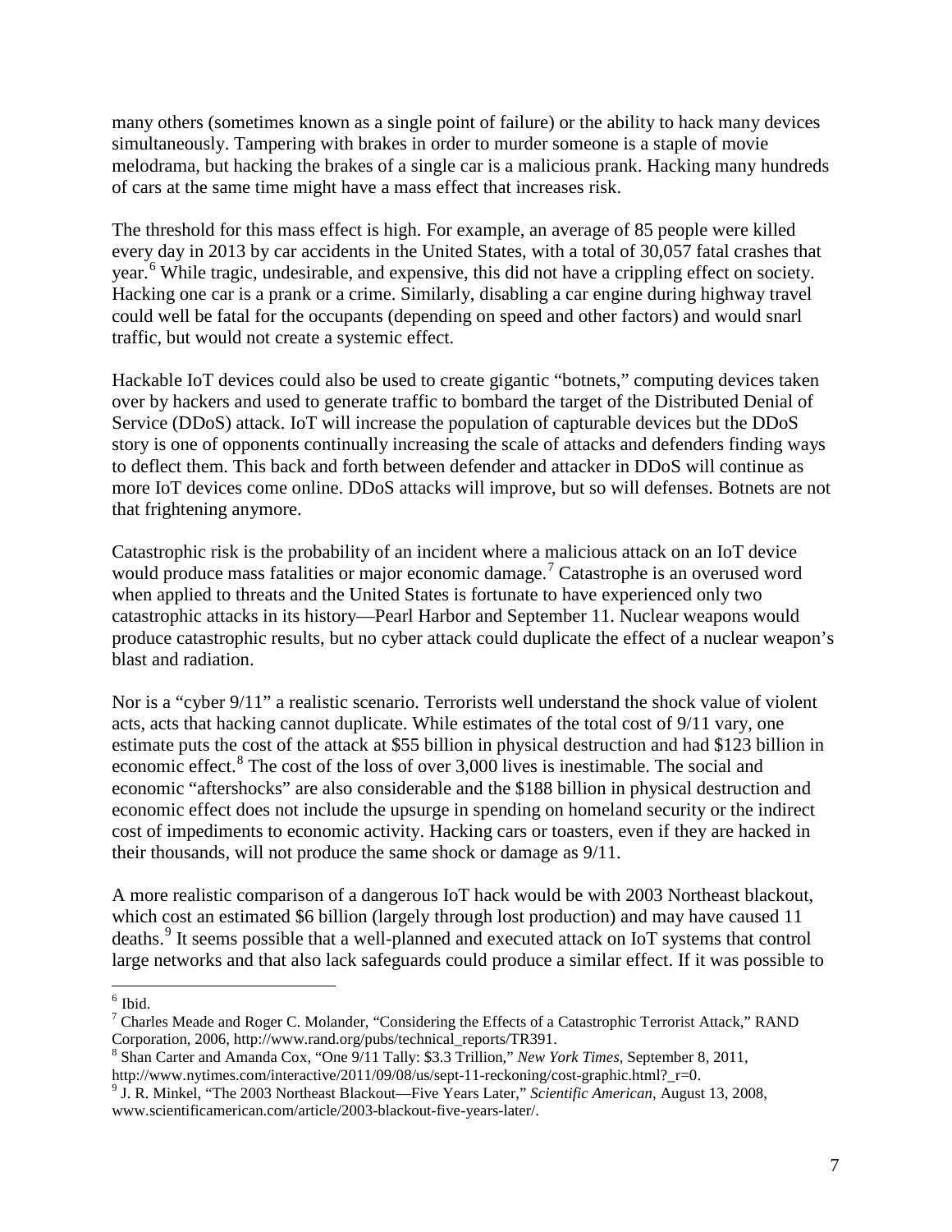many others (sometimes known as a single point of failure) or the ability to hack many devices simultaneously. Tampering with brakes in order to murder someone is a staple of movie melodrama, but hacking the brakes of a single car is a malicious prank. Hacking many hundreds of cars at the same time might have a mass effect that increases risk.

The threshold for this mass effect is high. For example, an average of 85 people were killed every day in 2013 by car accidents in the United States, with a total of 30,057 fatal crashes that year.[6] While tragic, undesirable, and expensive, this did not have a crippling effect on society. Hacking one car is a prank or a crime. Similarly, disabling a car engine during highway travel could well be fatal for the occupants (depending on speed and other factors) and would snarl traffic, but would not create a systemic effect.

Hackable IoT devices could also be used to create gigantic "botnets," computing devices taken over by hackers and used to generate traffic to bombard the target of the Distributed Denial of Service (DDoS) attack. IoT will increase the population of capturable devices but the DDoS story is one of opponents continually increasing the scale of attacks and defenders finding ways to deflect them. This back and forth between defender and attacker in DDoS will continue as more IoT devices come online. DDoS attacks will improve, but so will defenses. Botnets are not that frightening anymore.

Catastrophic risk is the probability of an incident where a malicious attack on an IoT device would produce mass fatalities or major economic damage.[7] Catastrophe is an overused word when applied to threats and the United States is fortunate to have experienced only two catastrophic attacks in its history—Pearl Harbor and September 11. Nuclear weapons would produce catastrophic results, but no cyber attack could duplicate the effect of a nuclear weapon's blast and radiation.

Nor is a "cyber 9/11" a realistic scenario. Terrorists well understand the shock value of violent acts, acts that hacking cannot duplicate. While estimates of the total cost of 9/11 vary, one estimate puts the cost of the attack at $55 billion in physical destruction and had $123 billion in economic effect.[8] The cost of the loss of over 3,000 lives is inestimable. The social and economic "aftershocks" are also considerable and the $188 billion in physical destruction and economic effect does not include the upsurge in spending on homeland security or the indirect cost of impediments to economic activity. Hacking cars or toasters, even if they are hacked in their thousands, will not produce the same shock or damage as 9/11.

A more realistic comparison of a dangerous IoT hack would be with 2003 Northeast blackout, which cost an estimated $6 billion (largely through lost production) and may have caused 11 deaths.[9] It seems possible that a well-planned and executed attack on IoT systems that control large networks and that also lack safeguards could produce a similar effect. If it was possible to

---

[6] Ibid.

[7] Charles Meade and Roger C. Molander, "Considering the Effects of a Catastrophic Terrorist Attack," RAND Corporation, 2006, http://www.rand.org/pubs/technical_reports/TR391.

[8] Shan Carter and Amanda Cox, "One 9/11 Tally: $3.3 Trillion," *New York Times*, September 8, 2011, http://www.nytimes.com/interactive/2011/09/08/us/sept-11-reckoning/cost-graphic.html?_r=0.

[9] J. R. Minkel, "The 2003 Northeast Blackout—Five Years Later," *Scientific American*, August 13, 2008, www.scientificamerican.com/article/2003-blackout-five-years-later/.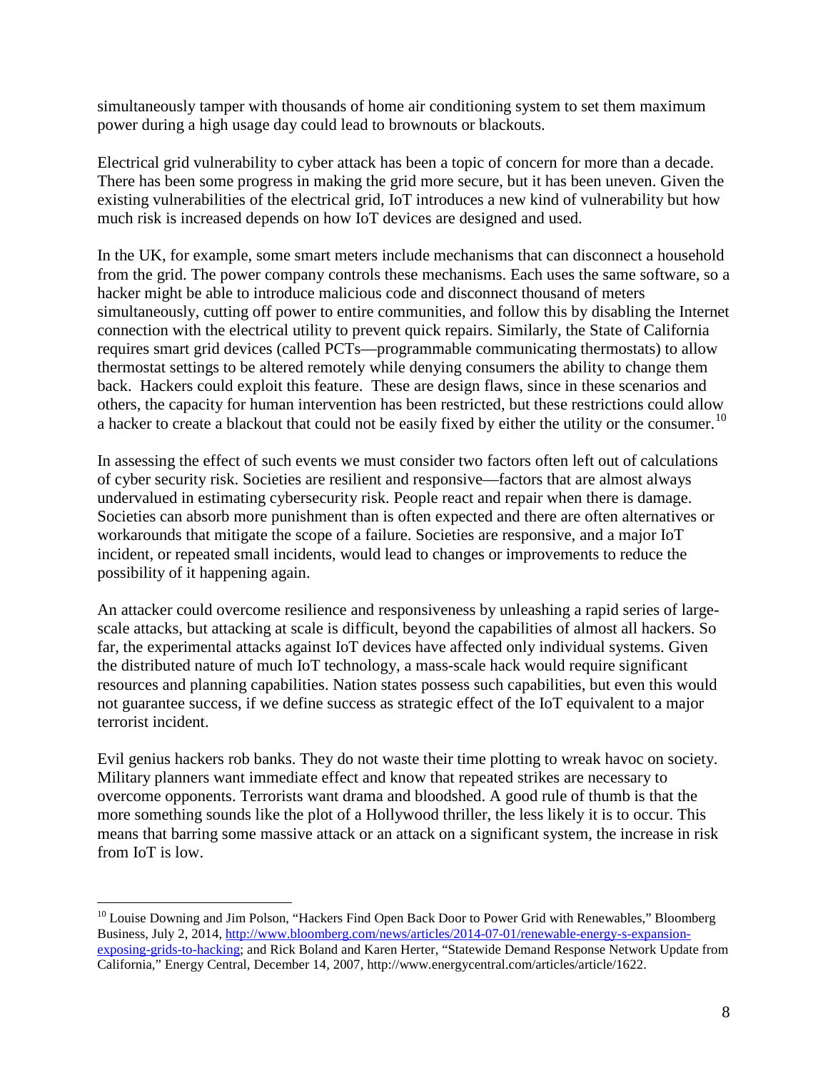simultaneously tamper with thousands of home air conditioning system to set them maximum power during a high usage day could lead to brownouts or blackouts.

Electrical grid vulnerability to cyber attack has been a topic of concern for more than a decade. There has been some progress in making the grid more secure, but it has been uneven. Given the existing vulnerabilities of the electrical grid, IoT introduces a new kind of vulnerability but how much risk is increased depends on how IoT devices are designed and used.

In the UK, for example, some smart meters include mechanisms that can disconnect a household from the grid. The power company controls these mechanisms. Each uses the same software, so a hacker might be able to introduce malicious code and disconnect thousand of meters simultaneously, cutting off power to entire communities, and follow this by disabling the Internet connection with the electrical utility to prevent quick repairs. Similarly, the State of California requires smart grid devices (called PCTs—programmable communicating thermostats) to allow thermostat settings to be altered remotely while denying consumers the ability to change them back. Hackers could exploit this feature. These are design flaws, since in these scenarios and others, the capacity for human intervention has been restricted, but these restrictions could allow a hacker to create a blackout that could not be easily fixed by either the utility or the consumer.[10]

In assessing the effect of such events we must consider two factors often left out of calculations of cyber security risk. Societies are resilient and responsive—factors that are almost always undervalued in estimating cybersecurity risk. People react and repair when there is damage. Societies can absorb more punishment than is often expected and there are often alternatives or workarounds that mitigate the scope of a failure. Societies are responsive, and a major IoT incident, or repeated small incidents, would lead to changes or improvements to reduce the possibility of it happening again.

An attacker could overcome resilience and responsiveness by unleashing a rapid series of large-scale attacks, but attacking at scale is difficult, beyond the capabilities of almost all hackers. So far, the experimental attacks against IoT devices have affected only individual systems. Given the distributed nature of much IoT technology, a mass-scale hack would require significant resources and planning capabilities. Nation states possess such capabilities, but even this would not guarantee success, if we define success as strategic effect of the IoT equivalent to a major terrorist incident.

Evil genius hackers rob banks. They do not waste their time plotting to wreak havoc on society. Military planners want immediate effect and know that repeated strikes are necessary to overcome opponents. Terrorists want drama and bloodshed. A good rule of thumb is that the more something sounds like the plot of a Hollywood thriller, the less likely it is to occur. This means that barring some massive attack or an attack on a significant system, the increase in risk from IoT is low.

---

[10] Louise Downing and Jim Polson, "Hackers Find Open Back Door to Power Grid with Renewables," Bloomberg Business, July 2, 2014, http://www.bloomberg.com/news/articles/2014-07-01/renewable-energy-s-expansion-exposing-grids-to-hacking; and Rick Boland and Karen Herter, "Statewide Demand Response Network Update from California," Energy Central, December 14, 2007, http://www.energycentral.com/articles/article/1622.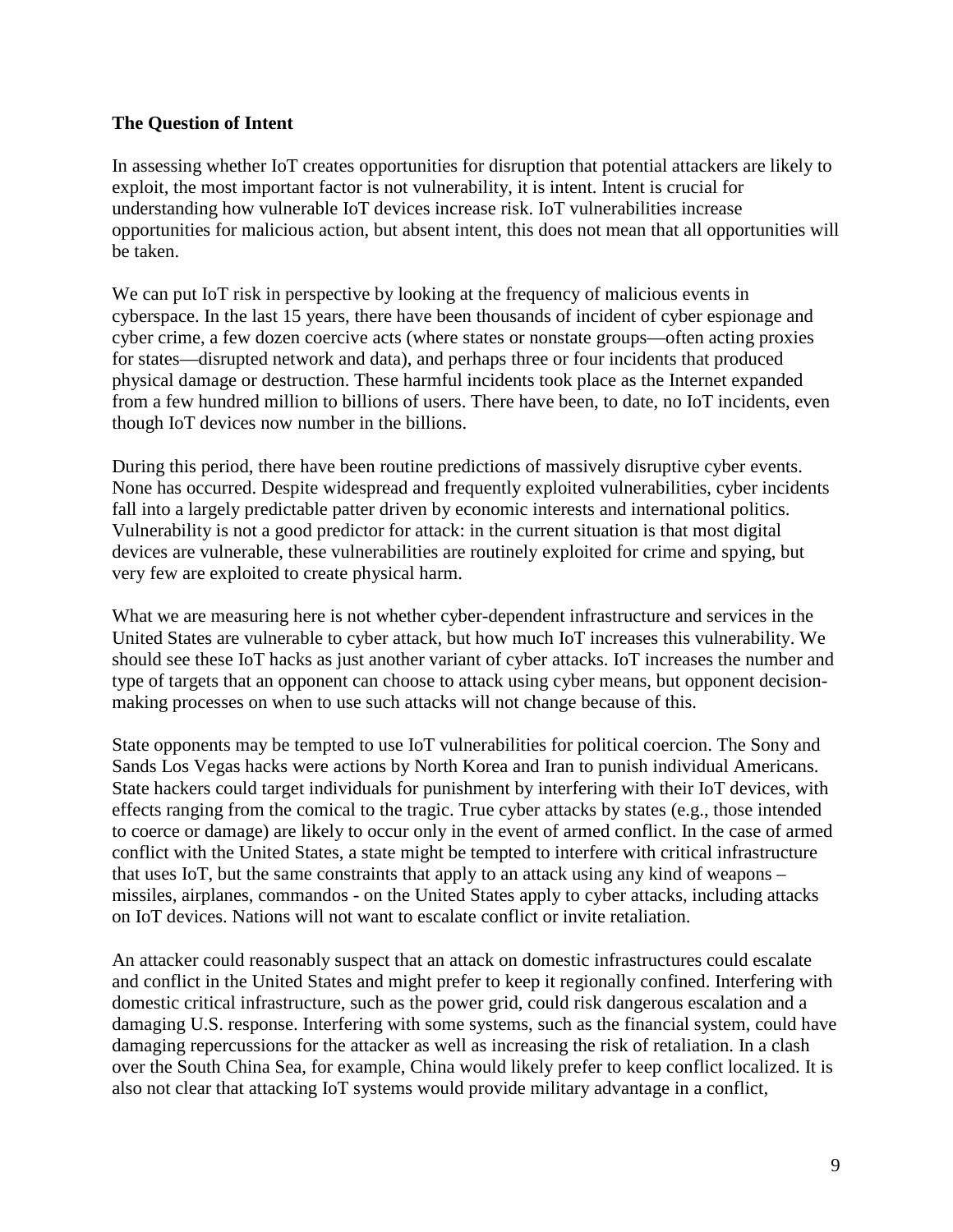**The Question of Intent**

In assessing whether IoT creates opportunities for disruption that potential attackers are likely to exploit, the most important factor is not vulnerability, it is intent. Intent is crucial for understanding how vulnerable IoT devices increase risk. IoT vulnerabilities increase opportunities for malicious action, but absent intent, this does not mean that all opportunities will be taken.

We can put IoT risk in perspective by looking at the frequency of malicious events in cyberspace. In the last 15 years, there have been thousands of incident of cyber espionage and cyber crime, a few dozen coercive acts (where states or nonstate groups—often acting proxies for states—disrupted network and data), and perhaps three or four incidents that produced physical damage or destruction. These harmful incidents took place as the Internet expanded from a few hundred million to billions of users. There have been, to date, no IoT incidents, even though IoT devices now number in the billions.

During this period, there have been routine predictions of massively disruptive cyber events. None has occurred. Despite widespread and frequently exploited vulnerabilities, cyber incidents fall into a largely predictable patter driven by economic interests and international politics. Vulnerability is not a good predictor for attack: in the current situation is that most digital devices are vulnerable, these vulnerabilities are routinely exploited for crime and spying, but very few are exploited to create physical harm.

What we are measuring here is not whether cyber-dependent infrastructure and services in the United States are vulnerable to cyber attack, but how much IoT increases this vulnerability. We should see these IoT hacks as just another variant of cyber attacks. IoT increases the number and type of targets that an opponent can choose to attack using cyber means, but opponent decision-making processes on when to use such attacks will not change because of this.

State opponents may be tempted to use IoT vulnerabilities for political coercion. The Sony and Sands Los Vegas hacks were actions by North Korea and Iran to punish individual Americans. State hackers could target individuals for punishment by interfering with their IoT devices, with effects ranging from the comical to the tragic. True cyber attacks by states (e.g., those intended to coerce or damage) are likely to occur only in the event of armed conflict. In the case of armed conflict with the United States, a state might be tempted to interfere with critical infrastructure that uses IoT, but the same constraints that apply to an attack using any kind of weapons – missiles, airplanes, commandos - on the United States apply to cyber attacks, including attacks on IoT devices. Nations will not want to escalate conflict or invite retaliation.

An attacker could reasonably suspect that an attack on domestic infrastructures could escalate and conflict in the United States and might prefer to keep it regionally confined. Interfering with domestic critical infrastructure, such as the power grid, could risk dangerous escalation and a damaging U.S. response. Interfering with some systems, such as the financial system, could have damaging repercussions for the attacker as well as increasing the risk of retaliation. In a clash over the South China Sea, for example, China would likely prefer to keep conflict localized. It is also not clear that attacking IoT systems would provide military advantage in a conflict,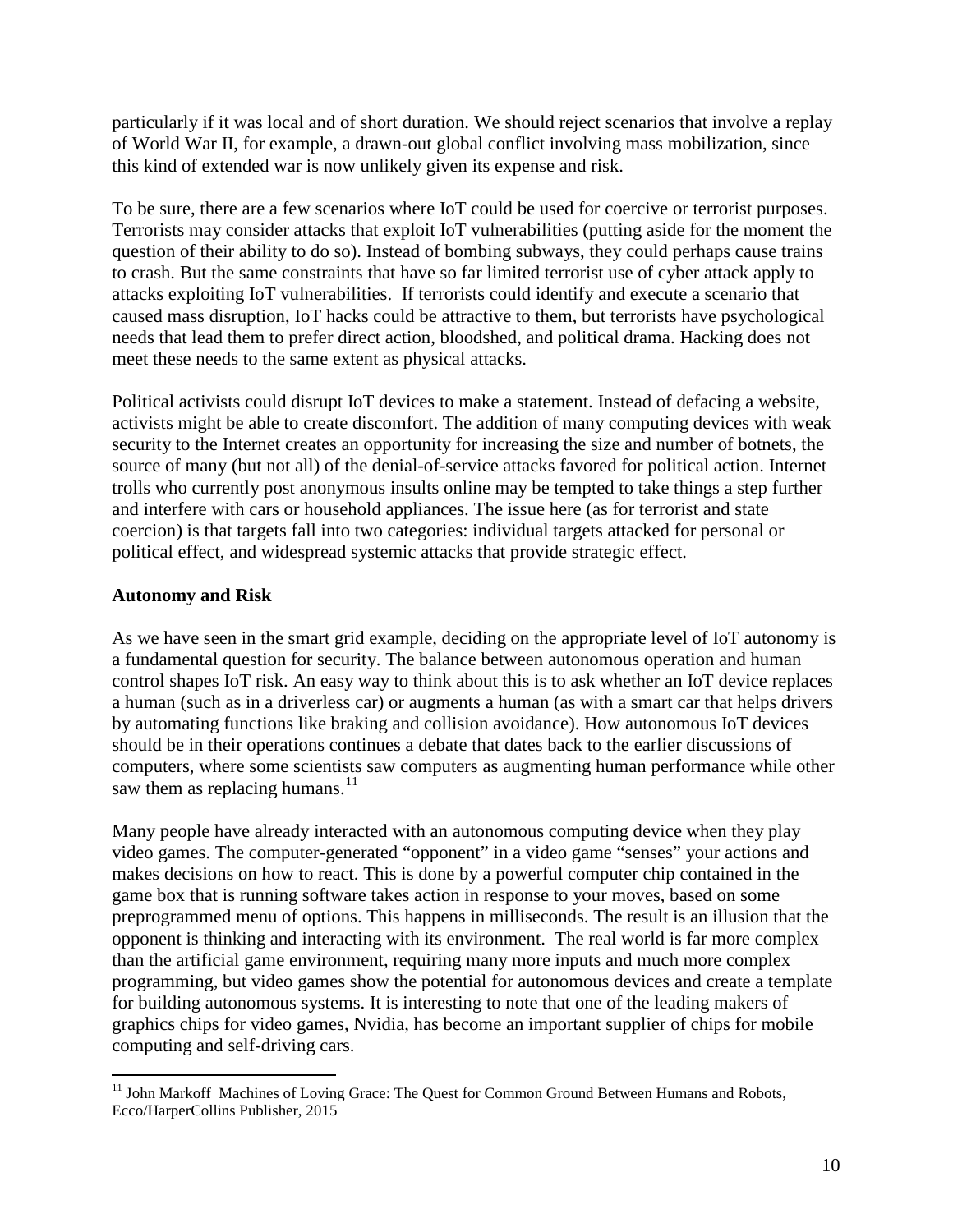particularly if it was local and of short duration. We should reject scenarios that involve a replay of World War II, for example, a drawn-out global conflict involving mass mobilization, since this kind of extended war is now unlikely given its expense and risk.

To be sure, there are a few scenarios where IoT could be used for coercive or terrorist purposes. Terrorists may consider attacks that exploit IoT vulnerabilities (putting aside for the moment the question of their ability to do so). Instead of bombing subways, they could perhaps cause trains to crash. But the same constraints that have so far limited terrorist use of cyber attack apply to attacks exploiting IoT vulnerabilities. If terrorists could identify and execute a scenario that caused mass disruption, IoT hacks could be attractive to them, but terrorists have psychological needs that lead them to prefer direct action, bloodshed, and political drama. Hacking does not meet these needs to the same extent as physical attacks.

Political activists could disrupt IoT devices to make a statement. Instead of defacing a website, activists might be able to create discomfort. The addition of many computing devices with weak security to the Internet creates an opportunity for increasing the size and number of botnets, the source of many (but not all) of the denial-of-service attacks favored for political action. Internet trolls who currently post anonymous insults online may be tempted to take things a step further and interfere with cars or household appliances. The issue here (as for terrorist and state coercion) is that targets fall into two categories: individual targets attacked for personal or political effect, and widespread systemic attacks that provide strategic effect.

**Autonomy and Risk**

As we have seen in the smart grid example, deciding on the appropriate level of IoT autonomy is a fundamental question for security. The balance between autonomous operation and human control shapes IoT risk. An easy way to think about this is to ask whether an IoT device replaces a human (such as in a driverless car) or augments a human (as with a smart car that helps drivers by automating functions like braking and collision avoidance). How autonomous IoT devices should be in their operations continues a debate that dates back to the earlier discussions of computers, where some scientists saw computers as augmenting human performance while other saw them as replacing humans.[11]

Many people have already interacted with an autonomous computing device when they play video games. The computer-generated "opponent" in a video game "senses" your actions and makes decisions on how to react. This is done by a powerful computer chip contained in the game box that is running software takes action in response to your moves, based on some preprogrammed menu of options. This happens in milliseconds. The result is an illusion that the opponent is thinking and interacting with its environment. The real world is far more complex than the artificial game environment, requiring many more inputs and much more complex programming, but video games show the potential for autonomous devices and create a template for building autonomous systems. It is interesting to note that one of the leading makers of graphics chips for video games, Nvidia, has become an important supplier of chips for mobile computing and self-driving cars.

[11] John Markoff Machines of Loving Grace: The Quest for Common Ground Between Humans and Robots, Ecco/HarperCollins Publisher, 2015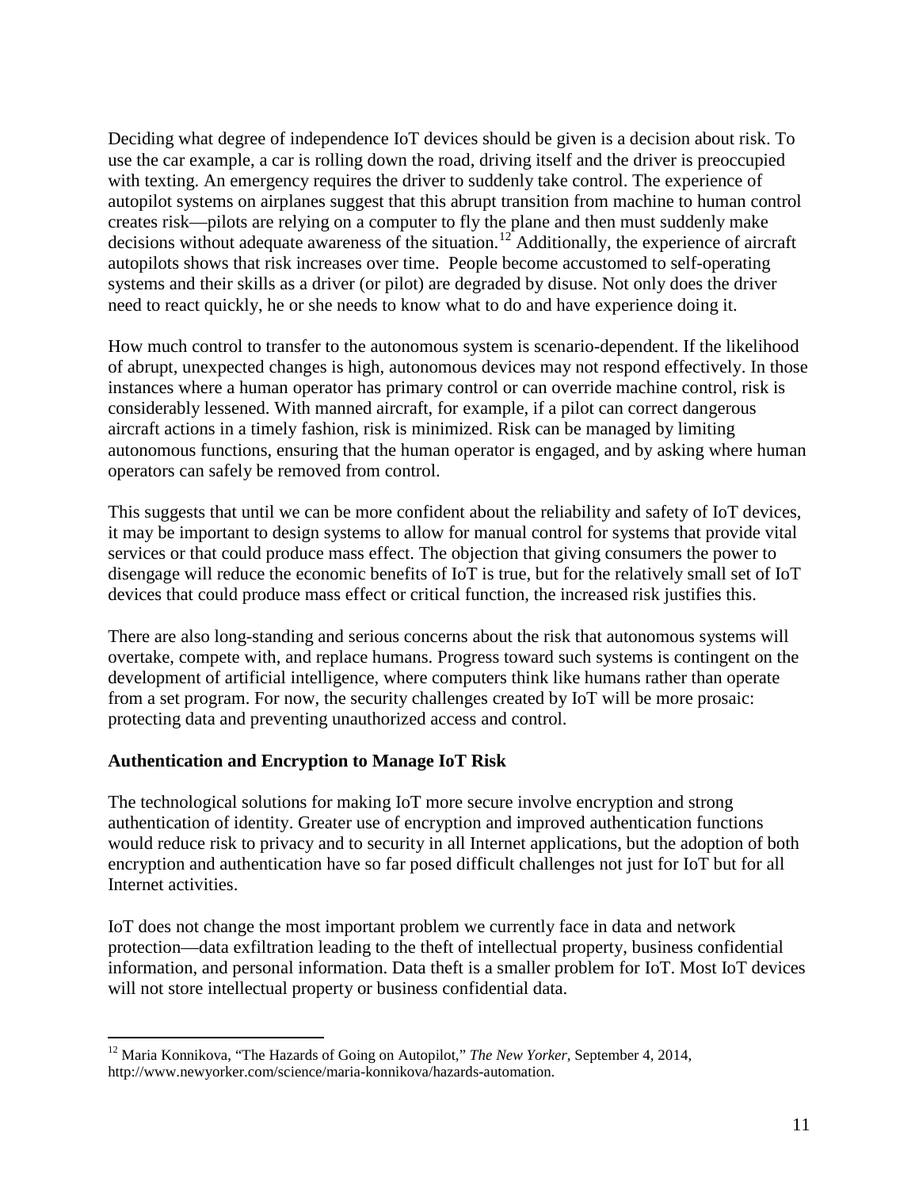Deciding what degree of independence IoT devices should be given is a decision about risk. To use the car example, a car is rolling down the road, driving itself and the driver is preoccupied with texting. An emergency requires the driver to suddenly take control. The experience of autopilot systems on airplanes suggest that this abrupt transition from machine to human control creates risk—pilots are relying on a computer to fly the plane and then must suddenly make decisions without adequate awareness of the situation.[12] Additionally, the experience of aircraft autopilots shows that risk increases over time. People become accustomed to self-operating systems and their skills as a driver (or pilot) are degraded by disuse. Not only does the driver need to react quickly, he or she needs to know what to do and have experience doing it.

How much control to transfer to the autonomous system is scenario-dependent. If the likelihood of abrupt, unexpected changes is high, autonomous devices may not respond effectively. In those instances where a human operator has primary control or can override machine control, risk is considerably lessened. With manned aircraft, for example, if a pilot can correct dangerous aircraft actions in a timely fashion, risk is minimized. Risk can be managed by limiting autonomous functions, ensuring that the human operator is engaged, and by asking where human operators can safely be removed from control.

This suggests that until we can be more confident about the reliability and safety of IoT devices, it may be important to design systems to allow for manual control for systems that provide vital services or that could produce mass effect. The objection that giving consumers the power to disengage will reduce the economic benefits of IoT is true, but for the relatively small set of IoT devices that could produce mass effect or critical function, the increased risk justifies this.

There are also long-standing and serious concerns about the risk that autonomous systems will overtake, compete with, and replace humans. Progress toward such systems is contingent on the development of artificial intelligence, where computers think like humans rather than operate from a set program. For now, the security challenges created by IoT will be more prosaic: protecting data and preventing unauthorized access and control.

### Authentication and Encryption to Manage IoT Risk

The technological solutions for making IoT more secure involve encryption and strong authentication of identity. Greater use of encryption and improved authentication functions would reduce risk to privacy and to security in all Internet applications, but the adoption of both encryption and authentication have so far posed difficult challenges not just for IoT but for all Internet activities.

IoT does not change the most important problem we currently face in data and network protection—data exfiltration leading to the theft of intellectual property, business confidential information, and personal information. Data theft is a smaller problem for IoT. Most IoT devices will not store intellectual property or business confidential data.

---

[12] Maria Konnikova, "The Hazards of Going on Autopilot," *The New Yorker*, September 4, 2014, http://www.newyorker.com/science/maria-konnikova/hazards-automation.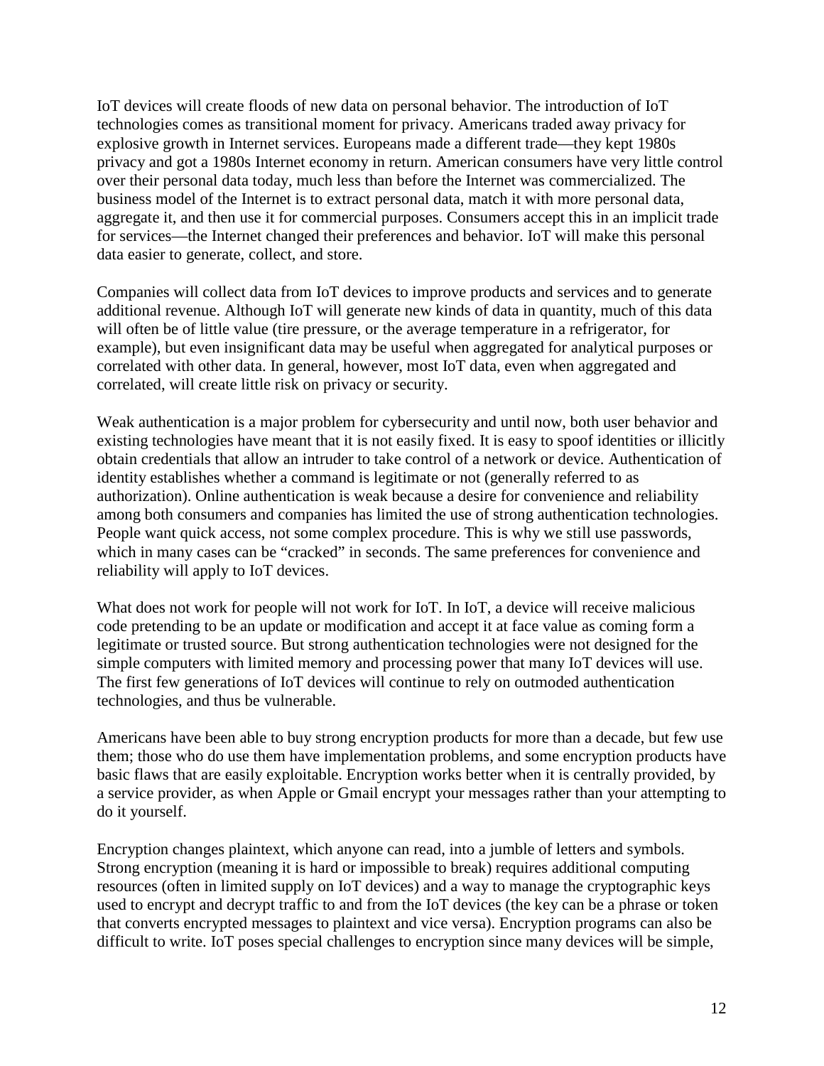IoT devices will create floods of new data on personal behavior. The introduction of IoT technologies comes as transitional moment for privacy. Americans traded away privacy for explosive growth in Internet services. Europeans made a different trade—they kept 1980s privacy and got a 1980s Internet economy in return. American consumers have very little control over their personal data today, much less than before the Internet was commercialized. The business model of the Internet is to extract personal data, match it with more personal data, aggregate it, and then use it for commercial purposes. Consumers accept this in an implicit trade for services—the Internet changed their preferences and behavior. IoT will make this personal data easier to generate, collect, and store.

Companies will collect data from IoT devices to improve products and services and to generate additional revenue. Although IoT will generate new kinds of data in quantity, much of this data will often be of little value (tire pressure, or the average temperature in a refrigerator, for example), but even insignificant data may be useful when aggregated for analytical purposes or correlated with other data. In general, however, most IoT data, even when aggregated and correlated, will create little risk on privacy or security.

Weak authentication is a major problem for cybersecurity and until now, both user behavior and existing technologies have meant that it is not easily fixed. It is easy to spoof identities or illicitly obtain credentials that allow an intruder to take control of a network or device. Authentication of identity establishes whether a command is legitimate or not (generally referred to as authorization). Online authentication is weak because a desire for convenience and reliability among both consumers and companies has limited the use of strong authentication technologies. People want quick access, not some complex procedure. This is why we still use passwords, which in many cases can be "cracked" in seconds. The same preferences for convenience and reliability will apply to IoT devices.

What does not work for people will not work for IoT. In IoT, a device will receive malicious code pretending to be an update or modification and accept it at face value as coming form a legitimate or trusted source. But strong authentication technologies were not designed for the simple computers with limited memory and processing power that many IoT devices will use. The first few generations of IoT devices will continue to rely on outmoded authentication technologies, and thus be vulnerable.

Americans have been able to buy strong encryption products for more than a decade, but few use them; those who do use them have implementation problems, and some encryption products have basic flaws that are easily exploitable. Encryption works better when it is centrally provided, by a service provider, as when Apple or Gmail encrypt your messages rather than your attempting to do it yourself.

Encryption changes plaintext, which anyone can read, into a jumble of letters and symbols. Strong encryption (meaning it is hard or impossible to break) requires additional computing resources (often in limited supply on IoT devices) and a way to manage the cryptographic keys used to encrypt and decrypt traffic to and from the IoT devices (the key can be a phrase or token that converts encrypted messages to plaintext and vice versa). Encryption programs can also be difficult to write. IoT poses special challenges to encryption since many devices will be simple,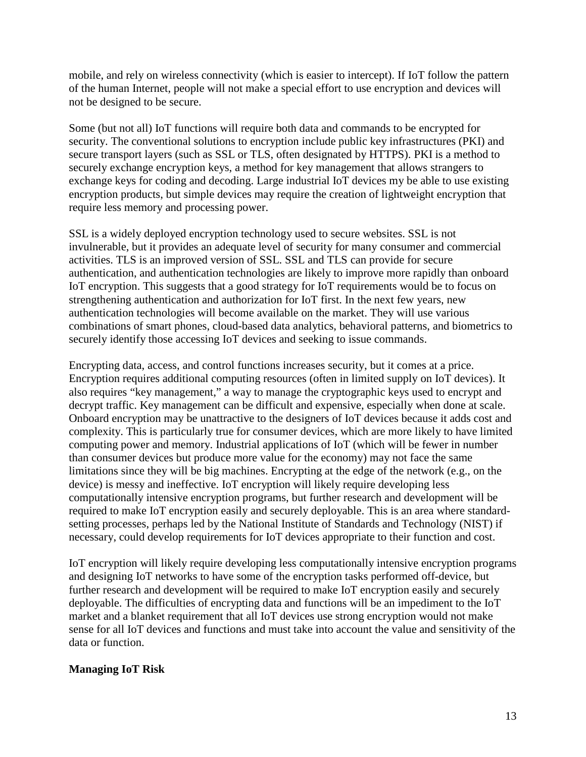mobile, and rely on wireless connectivity (which is easier to intercept). If IoT follow the pattern of the human Internet, people will not make a special effort to use encryption and devices will not be designed to be secure.

Some (but not all) IoT functions will require both data and commands to be encrypted for security. The conventional solutions to encryption include public key infrastructures (PKI) and secure transport layers (such as SSL or TLS, often designated by HTTPS). PKI is a method to securely exchange encryption keys, a method for key management that allows strangers to exchange keys for coding and decoding. Large industrial IoT devices my be able to use existing encryption products, but simple devices may require the creation of lightweight encryption that require less memory and processing power.

SSL is a widely deployed encryption technology used to secure websites. SSL is not invulnerable, but it provides an adequate level of security for many consumer and commercial activities. TLS is an improved version of SSL. SSL and TLS can provide for secure authentication, and authentication technologies are likely to improve more rapidly than onboard IoT encryption. This suggests that a good strategy for IoT requirements would be to focus on strengthening authentication and authorization for IoT first. In the next few years, new authentication technologies will become available on the market. They will use various combinations of smart phones, cloud-based data analytics, behavioral patterns, and biometrics to securely identify those accessing IoT devices and seeking to issue commands.

Encrypting data, access, and control functions increases security, but it comes at a price. Encryption requires additional computing resources (often in limited supply on IoT devices). It also requires "key management," a way to manage the cryptographic keys used to encrypt and decrypt traffic. Key management can be difficult and expensive, especially when done at scale. Onboard encryption may be unattractive to the designers of IoT devices because it adds cost and complexity. This is particularly true for consumer devices, which are more likely to have limited computing power and memory. Industrial applications of IoT (which will be fewer in number than consumer devices but produce more value for the economy) may not face the same limitations since they will be big machines. Encrypting at the edge of the network (e.g., on the device) is messy and ineffective. IoT encryption will likely require developing less computationally intensive encryption programs, but further research and development will be required to make IoT encryption easily and securely deployable. This is an area where standard-setting processes, perhaps led by the National Institute of Standards and Technology (NIST) if necessary, could develop requirements for IoT devices appropriate to their function and cost.

IoT encryption will likely require developing less computationally intensive encryption programs and designing IoT networks to have some of the encryption tasks performed off-device, but further research and development will be required to make IoT encryption easily and securely deployable. The difficulties of encrypting data and functions will be an impediment to the IoT market and a blanket requirement that all IoT devices use strong encryption would not make sense for all IoT devices and functions and must take into account the value and sensitivity of the data or function.

**Managing IoT Risk**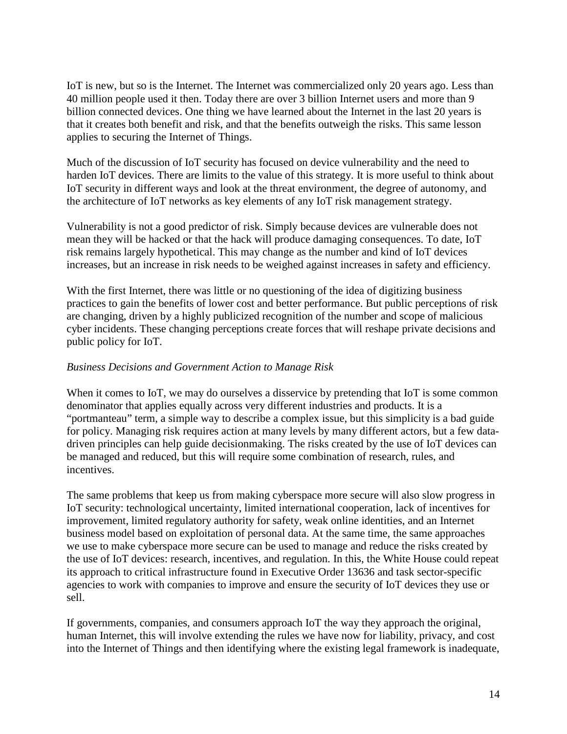IoT is new, but so is the Internet. The Internet was commercialized only 20 years ago. Less than 40 million people used it then. Today there are over 3 billion Internet users and more than 9 billion connected devices. One thing we have learned about the Internet in the last 20 years is that it creates both benefit and risk, and that the benefits outweigh the risks. This same lesson applies to securing the Internet of Things.

Much of the discussion of IoT security has focused on device vulnerability and the need to harden IoT devices. There are limits to the value of this strategy. It is more useful to think about IoT security in different ways and look at the threat environment, the degree of autonomy, and the architecture of IoT networks as key elements of any IoT risk management strategy.

Vulnerability is not a good predictor of risk. Simply because devices are vulnerable does not mean they will be hacked or that the hack will produce damaging consequences. To date, IoT risk remains largely hypothetical. This may change as the number and kind of IoT devices increases, but an increase in risk needs to be weighed against increases in safety and efficiency.

With the first Internet, there was little or no questioning of the idea of digitizing business practices to gain the benefits of lower cost and better performance. But public perceptions of risk are changing, driven by a highly publicized recognition of the number and scope of malicious cyber incidents. These changing perceptions create forces that will reshape private decisions and public policy for IoT.

*Business Decisions and Government Action to Manage Risk*

When it comes to IoT, we may do ourselves a disservice by pretending that IoT is some common denominator that applies equally across very different industries and products. It is a "portmanteau" term, a simple way to describe a complex issue, but this simplicity is a bad guide for policy. Managing risk requires action at many levels by many different actors, but a few data-driven principles can help guide decisionmaking. The risks created by the use of IoT devices can be managed and reduced, but this will require some combination of research, rules, and incentives.

The same problems that keep us from making cyberspace more secure will also slow progress in IoT security: technological uncertainty, limited international cooperation, lack of incentives for improvement, limited regulatory authority for safety, weak online identities, and an Internet business model based on exploitation of personal data. At the same time, the same approaches we use to make cyberspace more secure can be used to manage and reduce the risks created by the use of IoT devices: research, incentives, and regulation. In this, the White House could repeat its approach to critical infrastructure found in Executive Order 13636 and task sector-specific agencies to work with companies to improve and ensure the security of IoT devices they use or sell.

If governments, companies, and consumers approach IoT the way they approach the original, human Internet, this will involve extending the rules we have now for liability, privacy, and cost into the Internet of Things and then identifying where the existing legal framework is inadequate,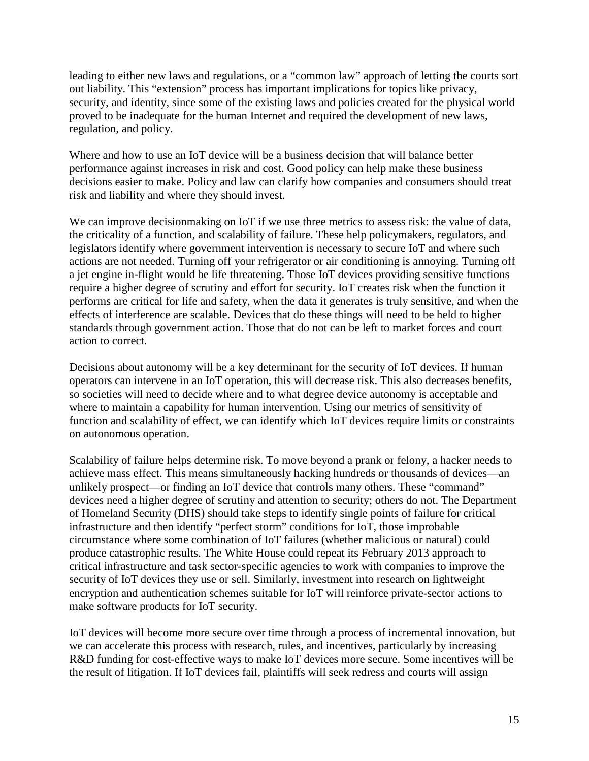leading to either new laws and regulations, or a "common law" approach of letting the courts sort out liability. This "extension" process has important implications for topics like privacy, security, and identity, since some of the existing laws and policies created for the physical world proved to be inadequate for the human Internet and required the development of new laws, regulation, and policy.

Where and how to use an IoT device will be a business decision that will balance better performance against increases in risk and cost. Good policy can help make these business decisions easier to make. Policy and law can clarify how companies and consumers should treat risk and liability and where they should invest.

We can improve decisionmaking on IoT if we use three metrics to assess risk: the value of data, the criticality of a function, and scalability of failure. These help policymakers, regulators, and legislators identify where government intervention is necessary to secure IoT and where such actions are not needed. Turning off your refrigerator or air conditioning is annoying. Turning off a jet engine in-flight would be life threatening. Those IoT devices providing sensitive functions require a higher degree of scrutiny and effort for security. IoT creates risk when the function it performs are critical for life and safety, when the data it generates is truly sensitive, and when the effects of interference are scalable. Devices that do these things will need to be held to higher standards through government action. Those that do not can be left to market forces and court action to correct.

Decisions about autonomy will be a key determinant for the security of IoT devices. If human operators can intervene in an IoT operation, this will decrease risk. This also decreases benefits, so societies will need to decide where and to what degree device autonomy is acceptable and where to maintain a capability for human intervention. Using our metrics of sensitivity of function and scalability of effect, we can identify which IoT devices require limits or constraints on autonomous operation.

Scalability of failure helps determine risk. To move beyond a prank or felony, a hacker needs to achieve mass effect. This means simultaneously hacking hundreds or thousands of devices—an unlikely prospect—or finding an IoT device that controls many others. These "command" devices need a higher degree of scrutiny and attention to security; others do not. The Department of Homeland Security (DHS) should take steps to identify single points of failure for critical infrastructure and then identify "perfect storm" conditions for IoT, those improbable circumstance where some combination of IoT failures (whether malicious or natural) could produce catastrophic results. The White House could repeat its February 2013 approach to critical infrastructure and task sector-specific agencies to work with companies to improve the security of IoT devices they use or sell. Similarly, investment into research on lightweight encryption and authentication schemes suitable for IoT will reinforce private-sector actions to make software products for IoT security.

IoT devices will become more secure over time through a process of incremental innovation, but we can accelerate this process with research, rules, and incentives, particularly by increasing R&D funding for cost-effective ways to make IoT devices more secure. Some incentives will be the result of litigation. If IoT devices fail, plaintiffs will seek redress and courts will assign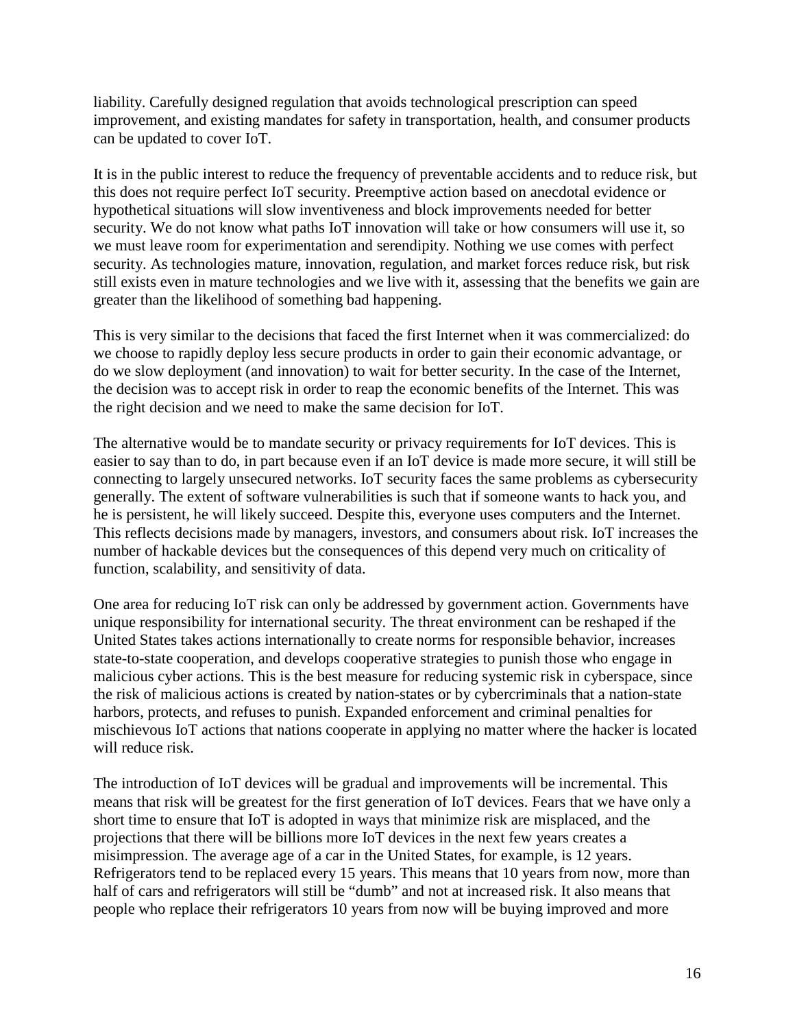liability. Carefully designed regulation that avoids technological prescription can speed improvement, and existing mandates for safety in transportation, health, and consumer products can be updated to cover IoT.

It is in the public interest to reduce the frequency of preventable accidents and to reduce risk, but this does not require perfect IoT security. Preemptive action based on anecdotal evidence or hypothetical situations will slow inventiveness and block improvements needed for better security. We do not know what paths IoT innovation will take or how consumers will use it, so we must leave room for experimentation and serendipity. Nothing we use comes with perfect security. As technologies mature, innovation, regulation, and market forces reduce risk, but risk still exists even in mature technologies and we live with it, assessing that the benefits we gain are greater than the likelihood of something bad happening.

This is very similar to the decisions that faced the first Internet when it was commercialized: do we choose to rapidly deploy less secure products in order to gain their economic advantage, or do we slow deployment (and innovation) to wait for better security. In the case of the Internet, the decision was to accept risk in order to reap the economic benefits of the Internet. This was the right decision and we need to make the same decision for IoT.

The alternative would be to mandate security or privacy requirements for IoT devices. This is easier to say than to do, in part because even if an IoT device is made more secure, it will still be connecting to largely unsecured networks. IoT security faces the same problems as cybersecurity generally. The extent of software vulnerabilities is such that if someone wants to hack you, and he is persistent, he will likely succeed. Despite this, everyone uses computers and the Internet. This reflects decisions made by managers, investors, and consumers about risk. IoT increases the number of hackable devices but the consequences of this depend very much on criticality of function, scalability, and sensitivity of data.

One area for reducing IoT risk can only be addressed by government action. Governments have unique responsibility for international security. The threat environment can be reshaped if the United States takes actions internationally to create norms for responsible behavior, increases state-to-state cooperation, and develops cooperative strategies to punish those who engage in malicious cyber actions. This is the best measure for reducing systemic risk in cyberspace, since the risk of malicious actions is created by nation-states or by cybercriminals that a nation-state harbors, protects, and refuses to punish. Expanded enforcement and criminal penalties for mischievous IoT actions that nations cooperate in applying no matter where the hacker is located will reduce risk.

The introduction of IoT devices will be gradual and improvements will be incremental. This means that risk will be greatest for the first generation of IoT devices. Fears that we have only a short time to ensure that IoT is adopted in ways that minimize risk are misplaced, and the projections that there will be billions more IoT devices in the next few years creates a misimpression. The average age of a car in the United States, for example, is 12 years. Refrigerators tend to be replaced every 15 years. This means that 10 years from now, more than half of cars and refrigerators will still be "dumb" and not at increased risk. It also means that people who replace their refrigerators 10 years from now will be buying improved and more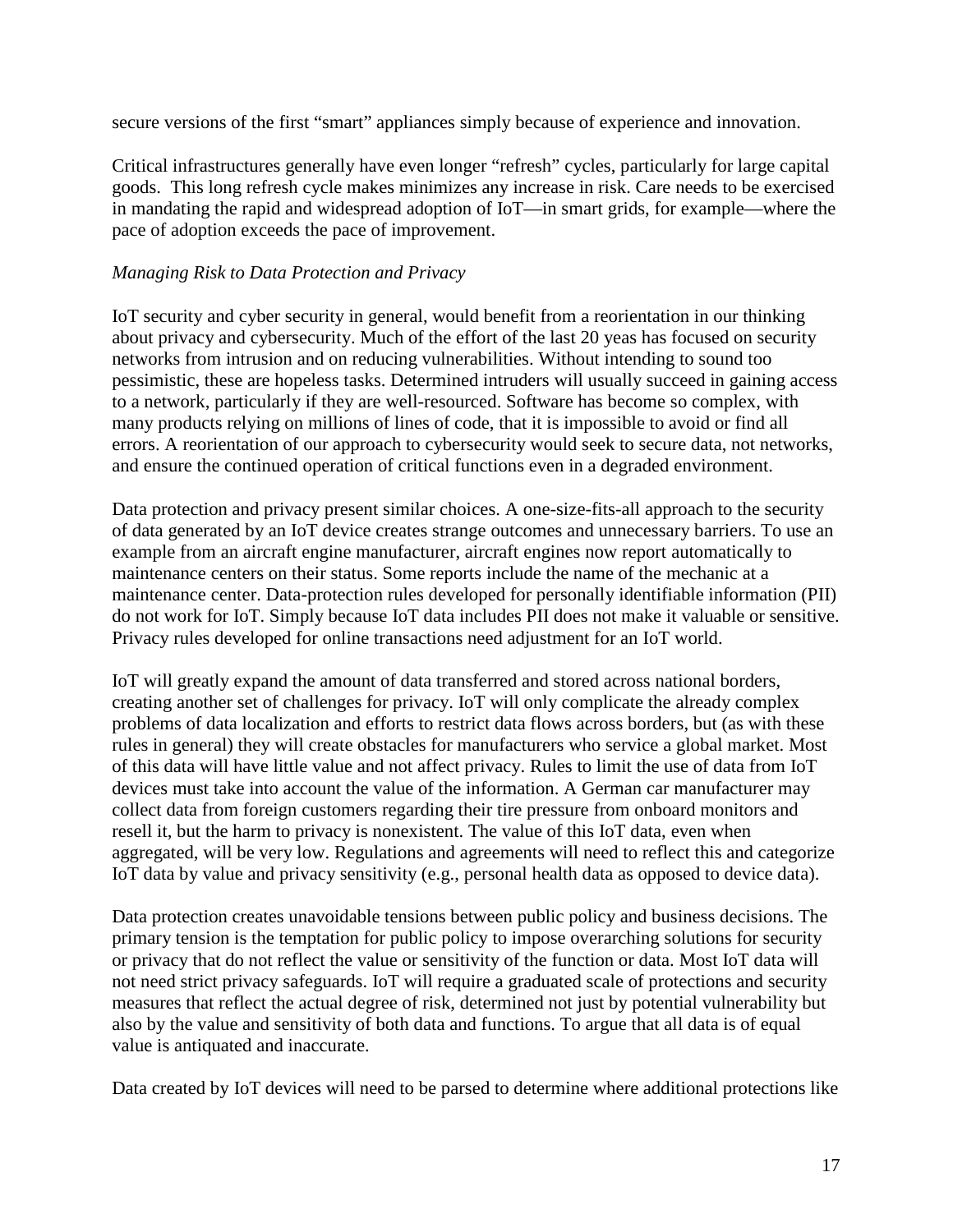secure versions of the first "smart" appliances simply because of experience and innovation.

Critical infrastructures generally have even longer "refresh" cycles, particularly for large capital goods. This long refresh cycle makes minimizes any increase in risk. Care needs to be exercised in mandating the rapid and widespread adoption of IoT—in smart grids, for example—where the pace of adoption exceeds the pace of improvement.

*Managing Risk to Data Protection and Privacy*

IoT security and cyber security in general, would benefit from a reorientation in our thinking about privacy and cybersecurity. Much of the effort of the last 20 yeas has focused on security networks from intrusion and on reducing vulnerabilities. Without intending to sound too pessimistic, these are hopeless tasks. Determined intruders will usually succeed in gaining access to a network, particularly if they are well-resourced. Software has become so complex, with many products relying on millions of lines of code, that it is impossible to avoid or find all errors. A reorientation of our approach to cybersecurity would seek to secure data, not networks, and ensure the continued operation of critical functions even in a degraded environment.

Data protection and privacy present similar choices. A one-size-fits-all approach to the security of data generated by an IoT device creates strange outcomes and unnecessary barriers. To use an example from an aircraft engine manufacturer, aircraft engines now report automatically to maintenance centers on their status. Some reports include the name of the mechanic at a maintenance center. Data-protection rules developed for personally identifiable information (PII) do not work for IoT. Simply because IoT data includes PII does not make it valuable or sensitive. Privacy rules developed for online transactions need adjustment for an IoT world.

IoT will greatly expand the amount of data transferred and stored across national borders, creating another set of challenges for privacy. IoT will only complicate the already complex problems of data localization and efforts to restrict data flows across borders, but (as with these rules in general) they will create obstacles for manufacturers who service a global market. Most of this data will have little value and not affect privacy. Rules to limit the use of data from IoT devices must take into account the value of the information. A German car manufacturer may collect data from foreign customers regarding their tire pressure from onboard monitors and resell it, but the harm to privacy is nonexistent. The value of this IoT data, even when aggregated, will be very low. Regulations and agreements will need to reflect this and categorize IoT data by value and privacy sensitivity (e.g., personal health data as opposed to device data).

Data protection creates unavoidable tensions between public policy and business decisions. The primary tension is the temptation for public policy to impose overarching solutions for security or privacy that do not reflect the value or sensitivity of the function or data. Most IoT data will not need strict privacy safeguards. IoT will require a graduated scale of protections and security measures that reflect the actual degree of risk, determined not just by potential vulnerability but also by the value and sensitivity of both data and functions. To argue that all data is of equal value is antiquated and inaccurate.

Data created by IoT devices will need to be parsed to determine where additional protections like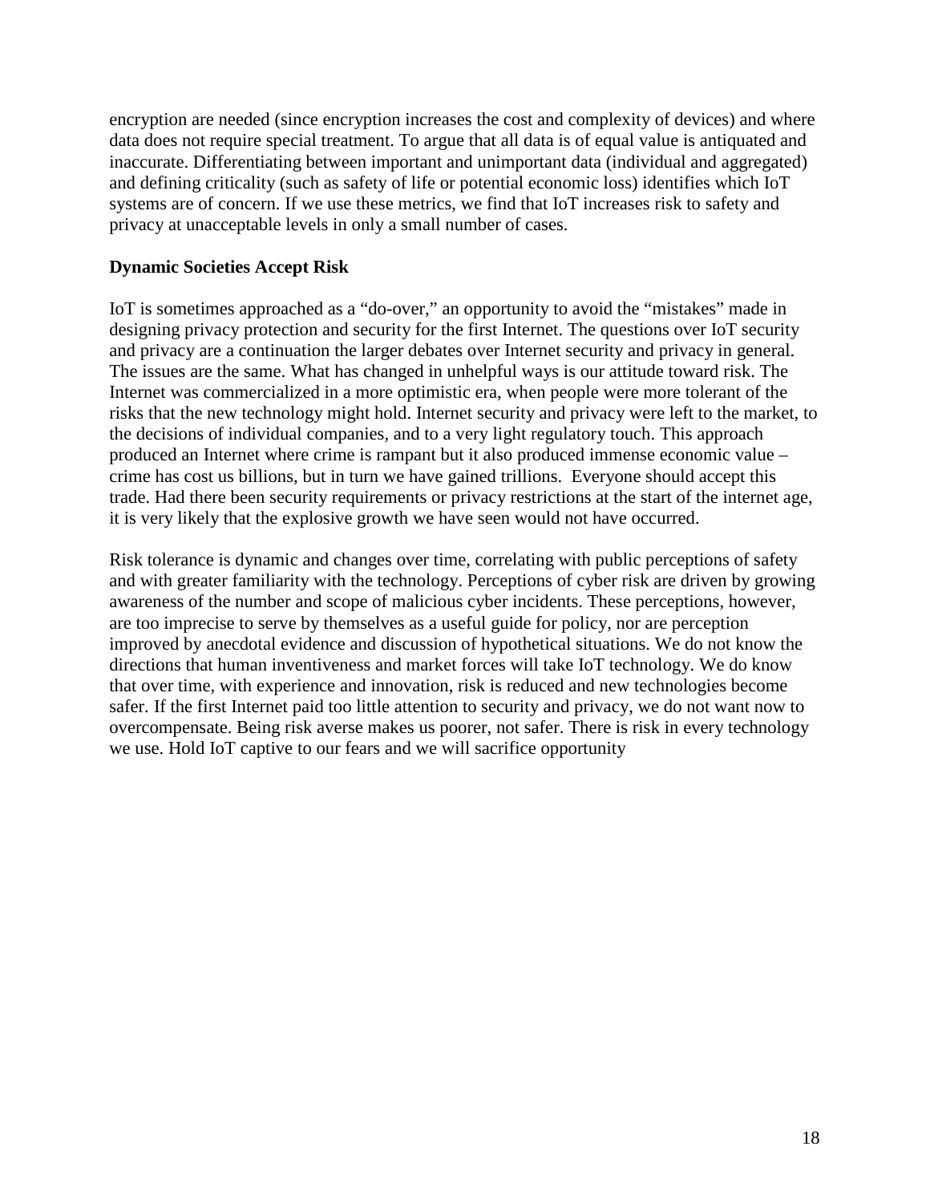encryption are needed (since encryption increases the cost and complexity of devices) and where data does not require special treatment. To argue that all data is of equal value is antiquated and inaccurate. Differentiating between important and unimportant data (individual and aggregated) and defining criticality (such as safety of life or potential economic loss) identifies which IoT systems are of concern. If we use these metrics, we find that IoT increases risk to safety and privacy at unacceptable levels in only a small number of cases.

**Dynamic Societies Accept Risk**

IoT is sometimes approached as a "do-over," an opportunity to avoid the "mistakes" made in designing privacy protection and security for the first Internet. The questions over IoT security and privacy are a continuation the larger debates over Internet security and privacy in general. The issues are the same. What has changed in unhelpful ways is our attitude toward risk. The Internet was commercialized in a more optimistic era, when people were more tolerant of the risks that the new technology might hold. Internet security and privacy were left to the market, to the decisions of individual companies, and to a very light regulatory touch. This approach produced an Internet where crime is rampant but it also produced immense economic value – crime has cost us billions, but in turn we have gained trillions. Everyone should accept this trade. Had there been security requirements or privacy restrictions at the start of the internet age, it is very likely that the explosive growth we have seen would not have occurred.

Risk tolerance is dynamic and changes over time, correlating with public perceptions of safety and with greater familiarity with the technology. Perceptions of cyber risk are driven by growing awareness of the number and scope of malicious cyber incidents. These perceptions, however, are too imprecise to serve by themselves as a useful guide for policy, nor are perception improved by anecdotal evidence and discussion of hypothetical situations. We do not know the directions that human inventiveness and market forces will take IoT technology. We do know that over time, with experience and innovation, risk is reduced and new technologies become safer. If the first Internet paid too little attention to security and privacy, we do not want now to overcompensate. Being risk averse makes us poorer, not safer. There is risk in every technology we use. Hold IoT captive to our fears and we will sacrifice opportunity